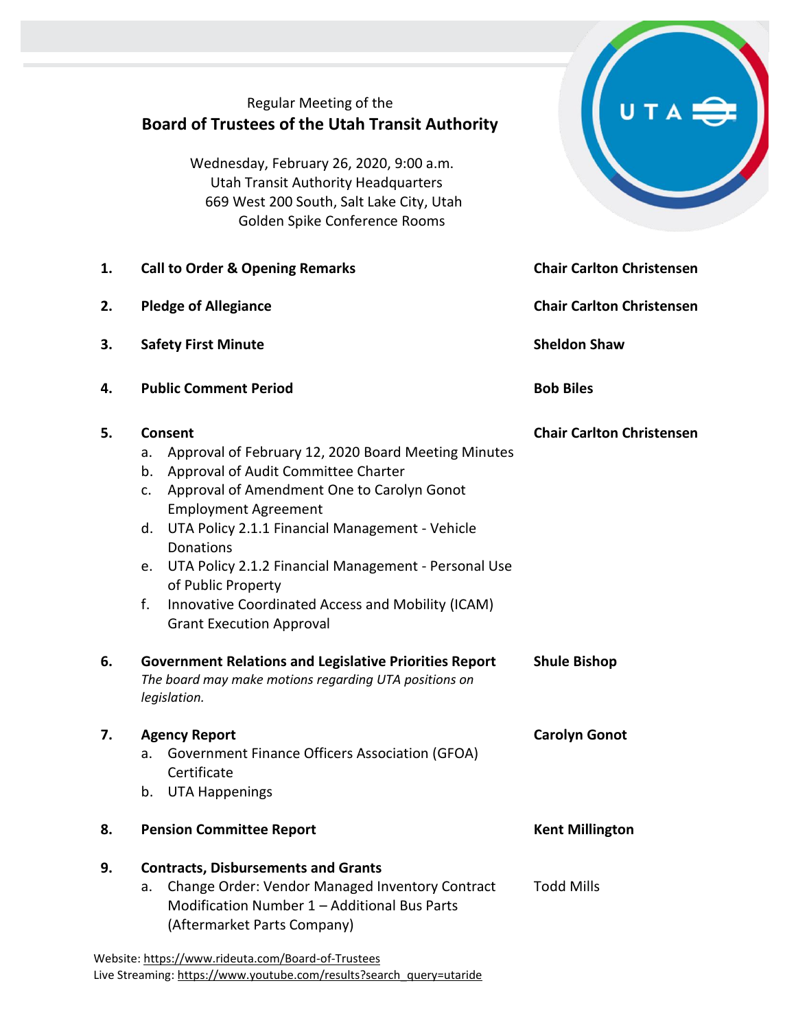Regular Meeting of the

# Board of Trustees of the Utah Transit Authority

Wednesday, February 26, 2020, 9:00 a.m.
Utah Transit Authority Headquarters
669 West 200 South, Salt Lake City, Utah
Golden Spike Conference Rooms

| | | |
|---|---|---|
| **1.** | **Call to Order & Opening Remarks** | **Chair Carlton Christensen** |
| **2.** | **Pledge of Allegiance** | **Chair Carlton Christensen** |
| **3.** | **Safety First Minute** | **Sheldon Shaw** |
| **4.** | **Public Comment Period** | **Bob Biles** |
| **5.** | **Consent**<br>a. Approval of February 12, 2020 Board Meeting Minutes<br>b. Approval of Audit Committee Charter<br>c. Approval of Amendment One to Carolyn Gonot Employment Agreement<br>d. UTA Policy 2.1.1 Financial Management - Vehicle Donations<br>e. UTA Policy 2.1.2 Financial Management - Personal Use of Public Property<br>f. Innovative Coordinated Access and Mobility (ICAM) Grant Execution Approval | **Chair Carlton Christensen** |
| **6.** | **Government Relations and Legislative Priorities Report**<br>*The board may make motions regarding UTA positions on legislation.* | **Shule Bishop** |
| **7.** | **Agency Report**<br>a. Government Finance Officers Association (GFOA) Certificate<br>b. UTA Happenings | **Carolyn Gonot** |
| **8.** | **Pension Committee Report** | **Kent Millington** |
| **9.** | **Contracts, Disbursements and Grants**<br>a. Change Order: Vendor Managed Inventory Contract Modification Number 1 – Additional Bus Parts (Aftermarket Parts Company) | Todd Mills |

Website: https://www.rideuta.com/Board-of-Trustees
Live Streaming: https://www.youtube.com/results?search_query=utaride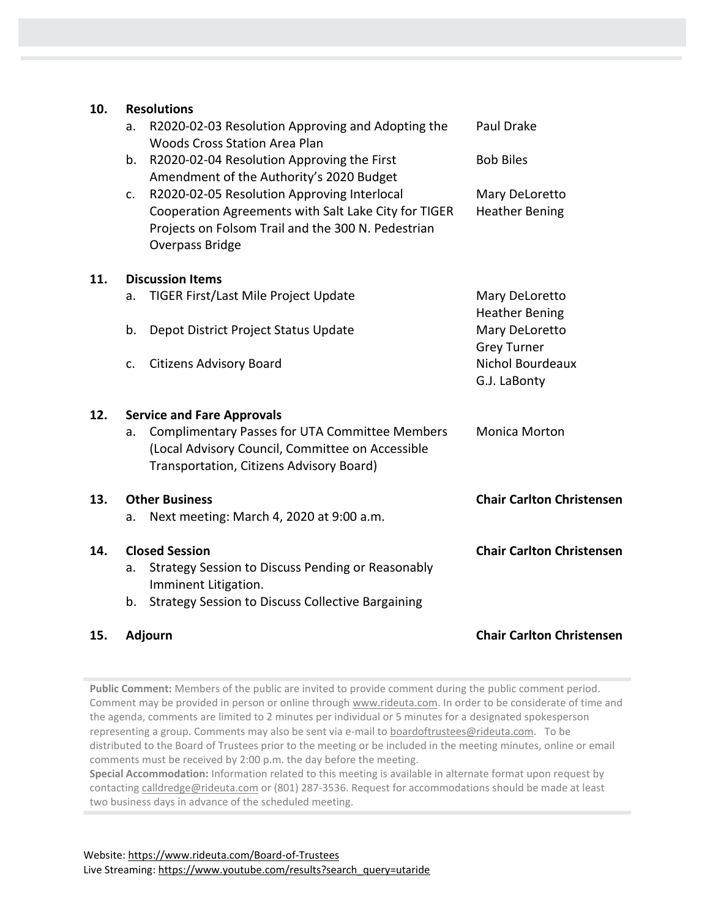**10. Resolutions**

a. R2020-02-03 Resolution Approving and Adopting the Woods Cross Station Area Plan — Paul Drake

b. R2020-02-04 Resolution Approving the First Amendment of the Authority's 2020 Budget — Bob Biles

c. R2020-02-05 Resolution Approving Interlocal Cooperation Agreements with Salt Lake City for TIGER Projects on Folsom Trail and the 300 N. Pedestrian Overpass Bridge — Mary DeLoretto, Heather Bening

**11. Discussion Items**

a. TIGER First/Last Mile Project Update — Mary DeLoretto, Heather Bening

b. Depot District Project Status Update — Mary DeLoretto, Grey Turner

c. Citizens Advisory Board — Nichol Bourdeaux, G.J. LaBonty

**12. Service and Fare Approvals**

a. Complimentary Passes for UTA Committee Members (Local Advisory Council, Committee on Accessible Transportation, Citizens Advisory Board) — Monica Morton

**13. Other Business** — **Chair Carlton Christensen**

a. Next meeting: March 4, 2020 at 9:00 a.m.

**14. Closed Session** — **Chair Carlton Christensen**

a. Strategy Session to Discuss Pending or Reasonably Imminent Litigation.

b. Strategy Session to Discuss Collective Bargaining

**15. Adjourn** — **Chair Carlton Christensen**

**Public Comment:** Members of the public are invited to provide comment during the public comment period. Comment may be provided in person or online through www.rideuta.com. In order to be considerate of time and the agenda, comments are limited to 2 minutes per individual or 5 minutes for a designated spokesperson representing a group. Comments may also be sent via e-mail to boardoftrustees@rideuta.com. To be distributed to the Board of Trustees prior to the meeting or be included in the meeting minutes, online or email comments must be received by 2:00 p.m. the day before the meeting.

**Special Accommodation:** Information related to this meeting is available in alternate format upon request by contacting calldredge@rideuta.com or (801) 287-3536. Request for accommodations should be made at least two business days in advance of the scheduled meeting.

Website: https://www.rideuta.com/Board-of-Trustees
Live Streaming: https://www.youtube.com/results?search_query=utaride